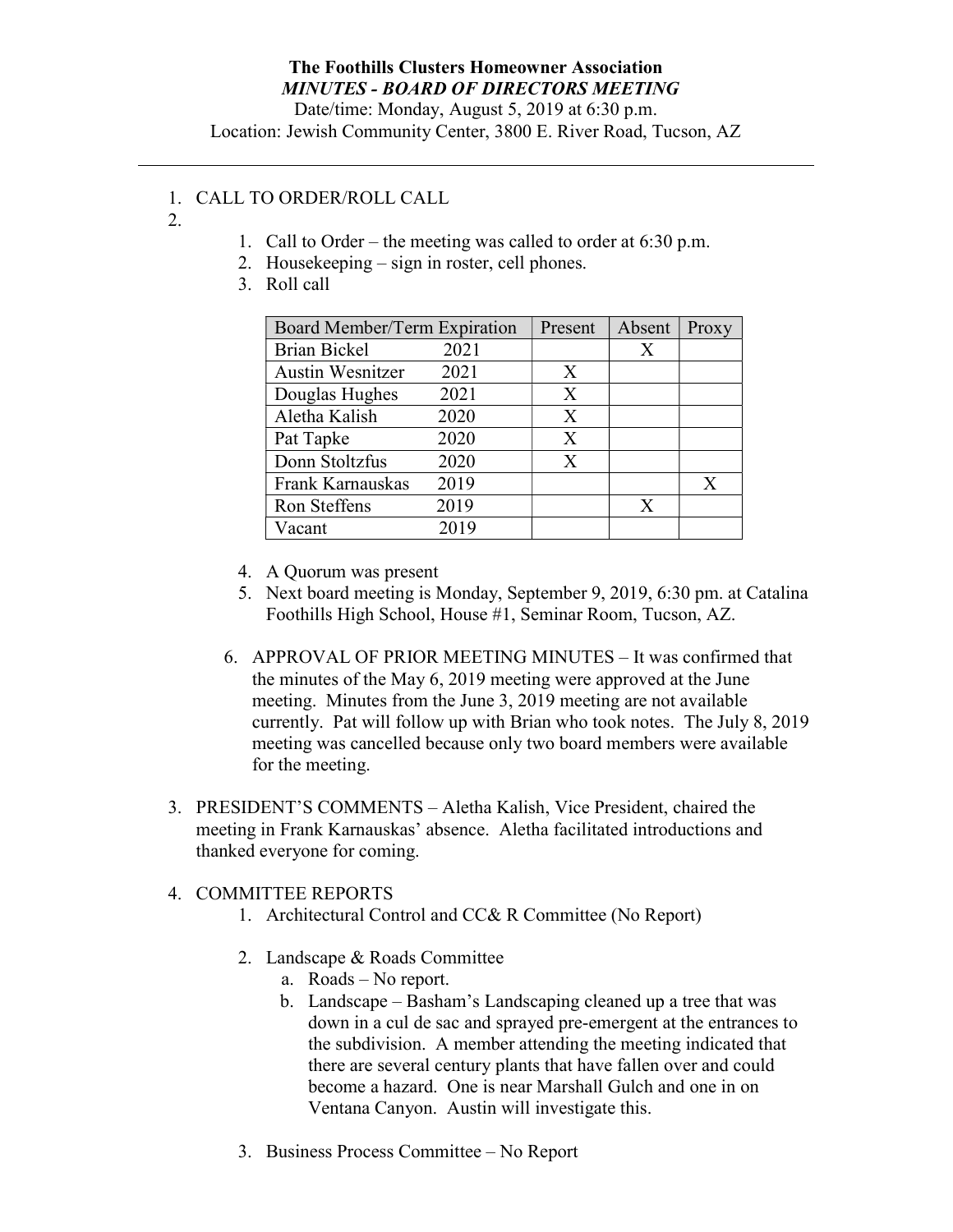**The Foothills Clusters Homeowner Association**
***MINUTES - BOARD OF DIRECTORS MEETING***
Date/time: Monday, August 5, 2019 at 6:30 p.m.
Location: Jewish Community Center, 3800 E. River Road, Tucson, AZ

---

1. CALL TO ORDER/ROLL CALL
2. 
    1. Call to Order – the meeting was called to order at 6:30 p.m.
    2. Housekeeping – sign in roster, cell phones.
    3. Roll call

| Board Member/Term Expiration | Present | Absent | Proxy |
|---|---|---|---|
| Brian Bickel 2021 | | X | |
| Austin Wesnitzer 2021 | X | | |
| Douglas Hughes 2021 | X | | |
| Aletha Kalish 2020 | X | | |
| Pat Tapke 2020 | X | | |
| Donn Stoltzfus 2020 | X | | |
| Frank Karnauskas 2019 | | | X |
| Ron Steffens 2019 | | X | |
| Vacant 2019 | | | |

    4. A Quorum was present
    5. Next board meeting is Monday, September 9, 2019, 6:30 pm. at Catalina Foothills High School, House #1, Seminar Room, Tucson, AZ.
    6. APPROVAL OF PRIOR MEETING MINUTES – It was confirmed that the minutes of the May 6, 2019 meeting were approved at the June meeting. Minutes from the June 3, 2019 meeting are not available currently. Pat will follow up with Brian who took notes. The July 8, 2019 meeting was cancelled because only two board members were available for the meeting.

3. PRESIDENT'S COMMENTS – Aletha Kalish, Vice President, chaired the meeting in Frank Karnauskas' absence. Aletha facilitated introductions and thanked everyone for coming.

4. COMMITTEE REPORTS
    1. Architectural Control and CC& R Committee (No Report)
    2. Landscape & Roads Committee
        a. Roads – No report.
        b. Landscape – Basham's Landscaping cleaned up a tree that was down in a cul de sac and sprayed pre-emergent at the entrances to the subdivision. A member attending the meeting indicated that there are several century plants that have fallen over and could become a hazard. One is near Marshall Gulch and one in on Ventana Canyon. Austin will investigate this.
    3. Business Process Committee – No Report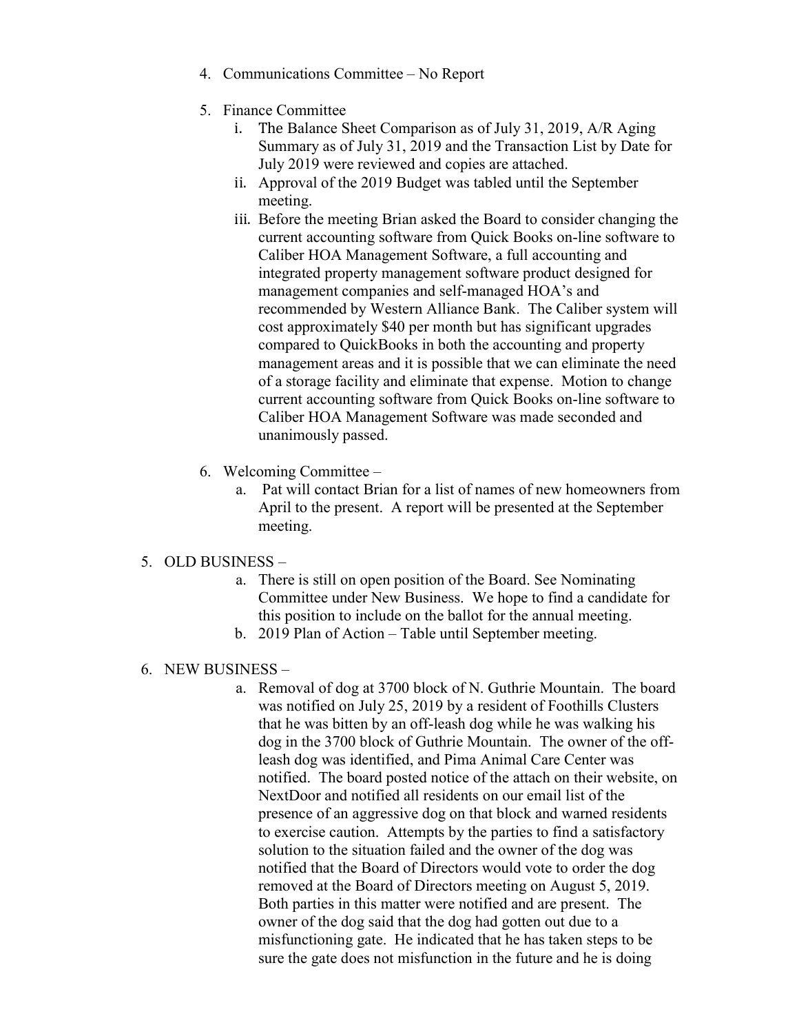4. Communications Committee – No Report

5. Finance Committee
   i. The Balance Sheet Comparison as of July 31, 2019, A/R Aging Summary as of July 31, 2019 and the Transaction List by Date for July 2019 were reviewed and copies are attached.
   ii. Approval of the 2019 Budget was tabled until the September meeting.
   iii. Before the meeting Brian asked the Board to consider changing the current accounting software from Quick Books on-line software to Caliber HOA Management Software, a full accounting and integrated property management software product designed for management companies and self-managed HOA's and recommended by Western Alliance Bank. The Caliber system will cost approximately $40 per month but has significant upgrades compared to QuickBooks in both the accounting and property management areas and it is possible that we can eliminate the need of a storage facility and eliminate that expense. Motion to change current accounting software from Quick Books on-line software to Caliber HOA Management Software was made seconded and unanimously passed.

6. Welcoming Committee –
   a. Pat will contact Brian for a list of names of new homeowners from April to the present. A report will be presented at the September meeting.

5. OLD BUSINESS –
   a. There is still on open position of the Board. See Nominating Committee under New Business. We hope to find a candidate for this position to include on the ballot for the annual meeting.
   b. 2019 Plan of Action – Table until September meeting.

6. NEW BUSINESS –
   a. Removal of dog at 3700 block of N. Guthrie Mountain. The board was notified on July 25, 2019 by a resident of Foothills Clusters that he was bitten by an off-leash dog while he was walking his dog in the 3700 block of Guthrie Mountain. The owner of the off-leash dog was identified, and Pima Animal Care Center was notified. The board posted notice of the attach on their website, on NextDoor and notified all residents on our email list of the presence of an aggressive dog on that block and warned residents to exercise caution. Attempts by the parties to find a satisfactory solution to the situation failed and the owner of the dog was notified that the Board of Directors would vote to order the dog removed at the Board of Directors meeting on August 5, 2019. Both parties in this matter were notified and are present. The owner of the dog said that the dog had gotten out due to a misfunctioning gate. He indicated that he has taken steps to be sure the gate does not misfunction in the future and he is doing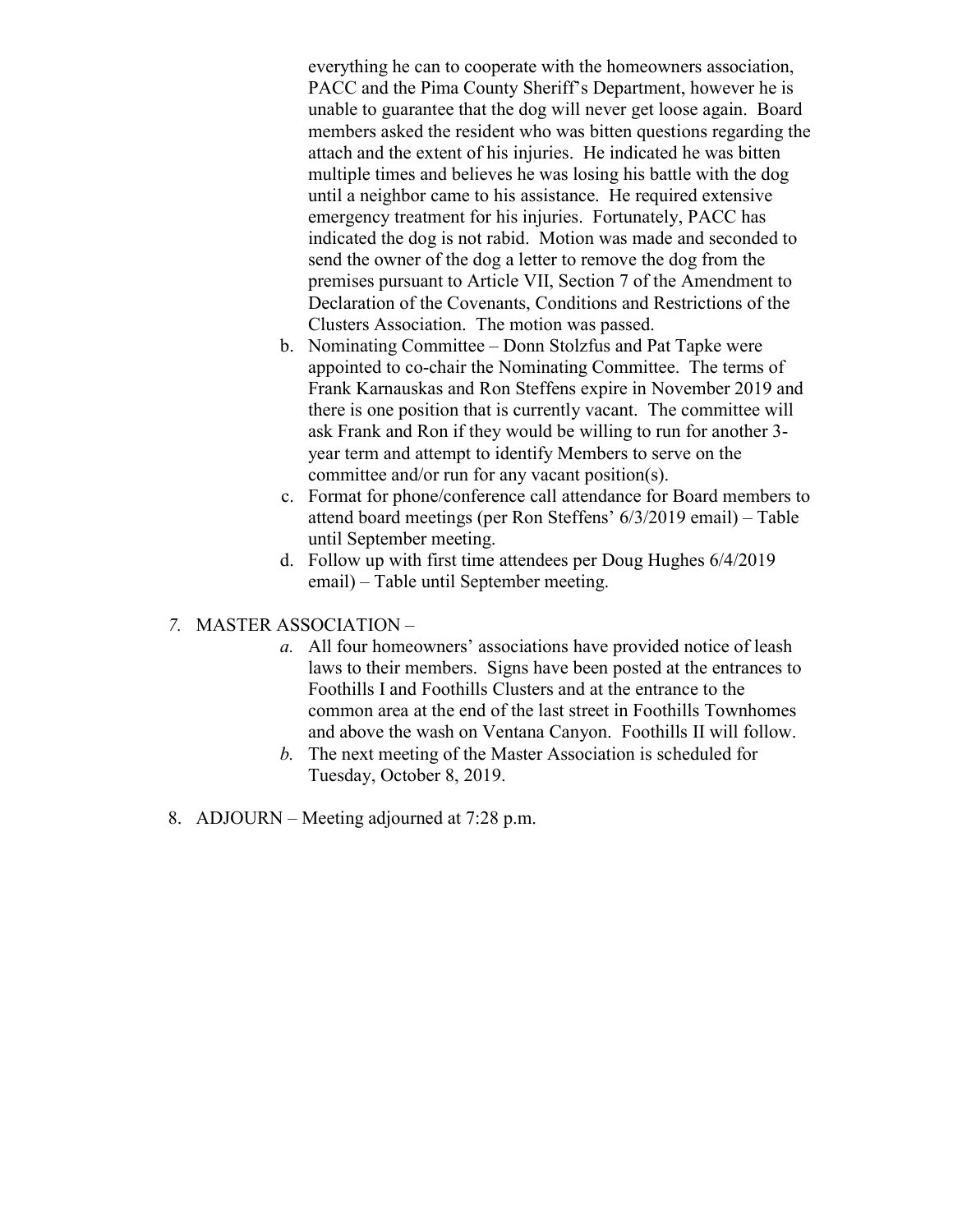everything he can to cooperate with the homeowners association, PACC and the Pima County Sheriff's Department, however he is unable to guarantee that the dog will never get loose again. Board members asked the resident who was bitten questions regarding the attach and the extent of his injuries. He indicated he was bitten multiple times and believes he was losing his battle with the dog until a neighbor came to his assistance. He required extensive emergency treatment for his injuries. Fortunately, PACC has indicated the dog is not rabid. Motion was made and seconded to send the owner of the dog a letter to remove the dog from the premises pursuant to Article VII, Section 7 of the Amendment to Declaration of the Covenants, Conditions and Restrictions of the Clusters Association. The motion was passed.

b. Nominating Committee – Donn Stolzfus and Pat Tapke were appointed to co-chair the Nominating Committee. The terms of Frank Karnauskas and Ron Steffens expire in November 2019 and there is one position that is currently vacant. The committee will ask Frank and Ron if they would be willing to run for another 3-year term and attempt to identify Members to serve on the committee and/or run for any vacant position(s).

c. Format for phone/conference call attendance for Board members to attend board meetings (per Ron Steffens' 6/3/2019 email) – Table until September meeting.

d. Follow up with first time attendees per Doug Hughes 6/4/2019 email) – Table until September meeting.

*7.* MASTER ASSOCIATION –

*a.* All four homeowners' associations have provided notice of leash laws to their members. Signs have been posted at the entrances to Foothills I and Foothills Clusters and at the entrance to the common area at the end of the last street in Foothills Townhomes and above the wash on Ventana Canyon. Foothills II will follow.

*b.* The next meeting of the Master Association is scheduled for Tuesday, October 8, 2019.

8. ADJOURN – Meeting adjourned at 7:28 p.m.